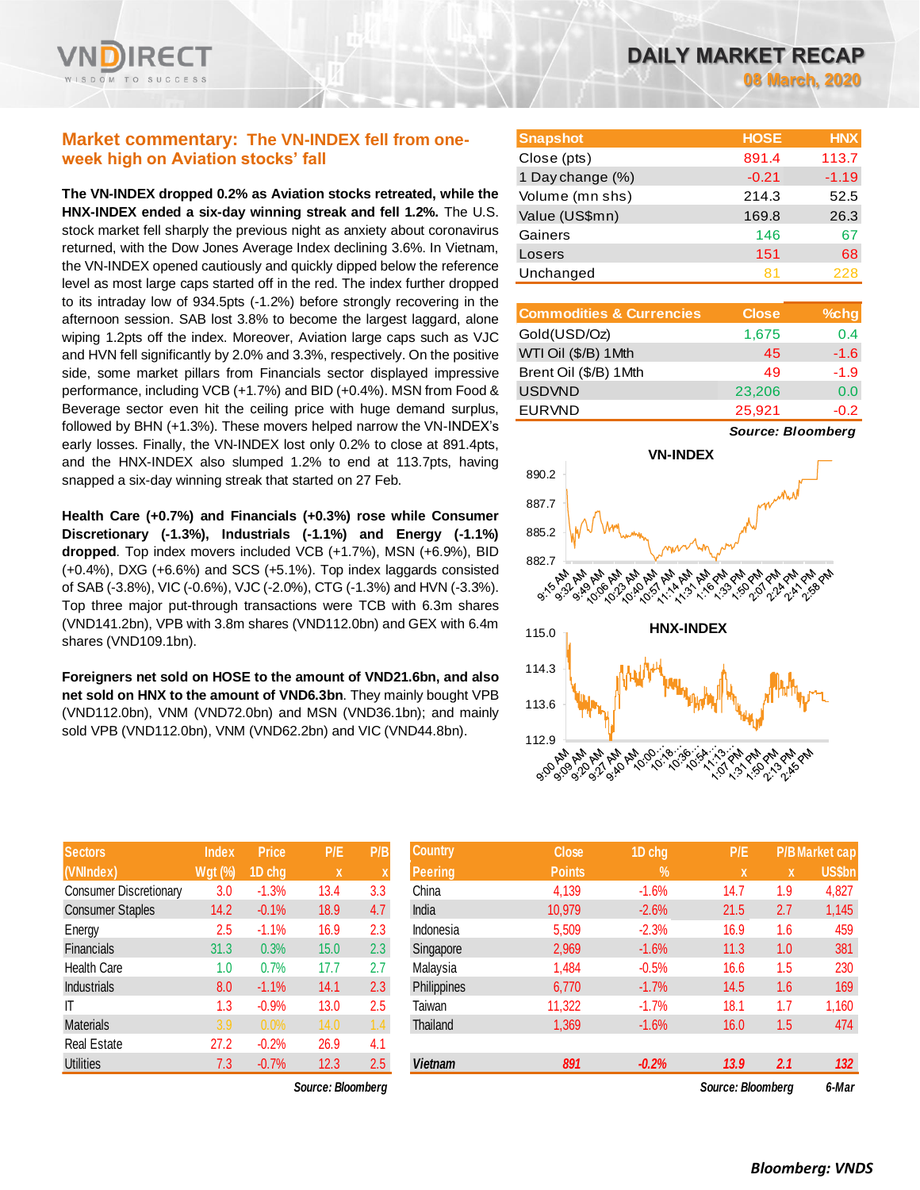# DAILY MARKET RECAP

**08 March, 2020**

## Market commentary: The VN-INDEX fell from one-week high on Aviation stocks' fall

**The VN-INDEX dropped 0.2% as Aviation stocks retreated, while the HNX-INDEX ended a six-day winning streak and fell 1.2%.** The U.S. stock market fell sharply the previous night as anxiety about coronavirus returned, with the Dow Jones Average Index declining 3.6%. In Vietnam, the VN-INDEX opened cautiously and quickly dipped below the reference level as most large caps started off in the red. The index further dropped to its intraday low of 934.5pts (-1.2%) before strongly recovering in the afternoon session. SAB lost 3.8% to become the largest laggard, alone wiping 1.2pts off the index. Moreover, Aviation large caps such as VJC and HVN fell significantly by 2.0% and 3.3%, respectively. On the positive side, some market pillars from Financials sector displayed impressive performance, including VCB (+1.7%) and BID (+0.4%). MSN from Food & Beverage sector even hit the ceiling price with huge demand surplus, followed by BHN (+1.3%). These movers helped narrow the VN-INDEX's early losses. Finally, the VN-INDEX lost only 0.2% to close at 891.4pts, and the HNX-INDEX also slumped 1.2% to end at 113.7pts, having snapped a six-day winning streak that started on 27 Feb.

**Health Care (+0.7%) and Financials (+0.3%) rose while Consumer Discretionary (-1.3%), Industrials (-1.1%) and Energy (-1.1%) dropped**. Top index movers included VCB (+1.7%), MSN (+6.9%), BID (+0.4%), DXG (+6.6%) and SCS (+5.1%). Top index laggards consisted of SAB (-3.8%), VIC (-0.6%), VJC (-2.0%), CTG (-1.3%) and HVN (-3.3%). Top three major put-through transactions were TCB with 6.3m shares (VND141.2bn), VPB with 3.8m shares (VND112.0bn) and GEX with 6.4m shares (VND109.1bn).

**Foreigners net sold on HOSE to the amount of VND21.6bn, and also net sold on HNX to the amount of VND6.3bn**. They mainly bought VPB (VND112.0bn), VNM (VND72.0bn) and MSN (VND36.1bn); and mainly sold VPB (VND112.0bn), VNM (VND62.2bn) and VIC (VND44.8bn).

| Snapshot | HOSE | HNX |
|---|---|---|
| Close (pts) | 891.4 | 113.7 |
| 1 Day change (%) | -0.21 | -1.19 |
| Volume (mn shs) | 214.3 | 52.5 |
| Value (US$mn) | 169.8 | 26.3 |
| Gainers | 146 | 67 |
| Losers | 151 | 68 |
| Unchanged | 81 | 228 |

| Commodities & Currencies | Close | %chg |
|---|---|---|
| Gold(USD/Oz) | 1,675 | 0.4 |
| WTI Oil ($/B) 1Mth | 45 | -1.6 |
| Brent Oil ($/B) 1Mth | 49 | -1.9 |
| USDVND | 23,206 | 0.0 |
| EURVND | 25,921 | -0.2 |

*Source: Bloomberg*

| Sectors (VNIndex) | Index Wgt (%) | Price 1D chg | P/E x | P/B x |
|---|---|---|---|---|
| Consumer Discretionary | 3.0 | -1.3% | 13.4 | 3.3 |
| Consumer Staples | 14.2 | -0.1% | 18.9 | 4.7 |
| Energy | 2.5 | -1.1% | 16.9 | 2.3 |
| Financials | 31.3 | 0.3% | 15.0 | 2.3 |
| Health Care | 1.0 | 0.7% | 17.7 | 2.7 |
| Industrials | 8.0 | -1.1% | 14.1 | 2.3 |
| IT | 1.3 | -0.9% | 13.0 | 2.5 |
| Materials | 3.9 | 0.0% | 14.0 | 1.4 |
| Real Estate | 27.2 | -0.2% | 26.9 | 4.1 |
| Utilities | 7.3 | -0.7% | 12.3 | 2.5 |

*Source: Bloomberg*

| Country Peering | Close Points | 1D chg % | P/E x | P/B x | Market cap US$bn |
|---|---|---|---|---|---|
| China | 4,139 | -1.6% | 14.7 | 1.9 | 4,827 |
| India | 10,979 | -2.6% | 21.5 | 2.7 | 1,145 |
| Indonesia | 5,509 | -2.3% | 16.9 | 1.6 | 459 |
| Singapore | 2,969 | -1.6% | 11.3 | 1.0 | 381 |
| Malaysia | 1,484 | -0.5% | 16.6 | 1.5 | 230 |
| Philippines | 6,770 | -1.7% | 14.5 | 1.6 | 169 |
| Taiwan | 11,322 | -1.7% | 18.1 | 1.7 | 1,160 |
| Thailand | 1,369 | -1.6% | 16.0 | 1.5 | 474 |
| **Vietnam** | **891** | **-0.2%** | **13.9** | **2.1** | **132** |

*Source: Bloomberg* *6-Mar*

*Bloomberg: VNDS*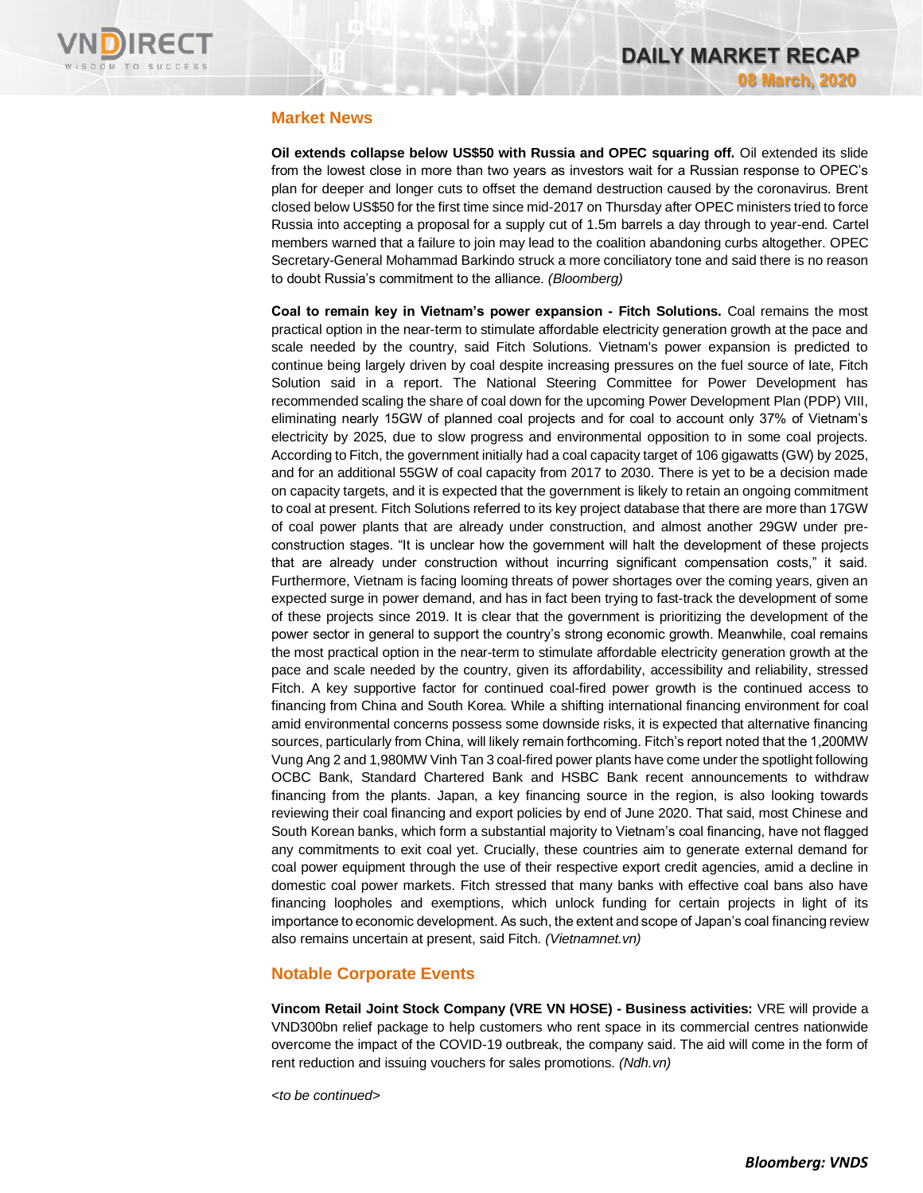## Market News

**Oil extends collapse below US$50 with Russia and OPEC squaring off.** Oil extended its slide from the lowest close in more than two years as investors wait for a Russian response to OPEC's plan for deeper and longer cuts to offset the demand destruction caused by the coronavirus. Brent closed below US$50 for the first time since mid-2017 on Thursday after OPEC ministers tried to force Russia into accepting a proposal for a supply cut of 1.5m barrels a day through to year-end. Cartel members warned that a failure to join may lead to the coalition abandoning curbs altogether. OPEC Secretary-General Mohammad Barkindo struck a more conciliatory tone and said there is no reason to doubt Russia's commitment to the alliance. *(Bloomberg)*

**Coal to remain key in Vietnam's power expansion - Fitch Solutions.** Coal remains the most practical option in the near-term to stimulate affordable electricity generation growth at the pace and scale needed by the country, said Fitch Solutions. Vietnam's power expansion is predicted to continue being largely driven by coal despite increasing pressures on the fuel source of late, Fitch Solution said in a report. The National Steering Committee for Power Development has recommended scaling the share of coal down for the upcoming Power Development Plan (PDP) VIII, eliminating nearly 15GW of planned coal projects and for coal to account only 37% of Vietnam's electricity by 2025, due to slow progress and environmental opposition to in some coal projects. According to Fitch, the government initially had a coal capacity target of 106 gigawatts (GW) by 2025, and for an additional 55GW of coal capacity from 2017 to 2030. There is yet to be a decision made on capacity targets, and it is expected that the government is likely to retain an ongoing commitment to coal at present. Fitch Solutions referred to its key project database that there are more than 17GW of coal power plants that are already under construction, and almost another 29GW under pre-construction stages. "It is unclear how the government will halt the development of these projects that are already under construction without incurring significant compensation costs," it said. Furthermore, Vietnam is facing looming threats of power shortages over the coming years, given an expected surge in power demand, and has in fact been trying to fast-track the development of some of these projects since 2019. It is clear that the government is prioritizing the development of the power sector in general to support the country's strong economic growth. Meanwhile, coal remains the most practical option in the near-term to stimulate affordable electricity generation growth at the pace and scale needed by the country, given its affordability, accessibility and reliability, stressed Fitch. A key supportive factor for continued coal-fired power growth is the continued access to financing from China and South Korea. While a shifting international financing environment for coal amid environmental concerns possess some downside risks, it is expected that alternative financing sources, particularly from China, will likely remain forthcoming. Fitch's report noted that the 1,200MW Vung Ang 2 and 1,980MW Vinh Tan 3 coal-fired power plants have come under the spotlight following OCBC Bank, Standard Chartered Bank and HSBC Bank recent announcements to withdraw financing from the plants. Japan, a key financing source in the region, is also looking towards reviewing their coal financing and export policies by end of June 2020. That said, most Chinese and South Korean banks, which form a substantial majority to Vietnam's coal financing, have not flagged any commitments to exit coal yet. Crucially, these countries aim to generate external demand for coal power equipment through the use of their respective export credit agencies, amid a decline in domestic coal power markets. Fitch stressed that many banks with effective coal bans also have financing loopholes and exemptions, which unlock funding for certain projects in light of its importance to economic development. As such, the extent and scope of Japan's coal financing review also remains uncertain at present, said Fitch. *(Vietnamnet.vn)*

## Notable Corporate Events

**Vincom Retail Joint Stock Company (VRE VN HOSE) - Business activities:** VRE will provide a VND300bn relief package to help customers who rent space in its commercial centres nationwide overcome the impact of the COVID-19 outbreak, the company said. The aid will come in the form of rent reduction and issuing vouchers for sales promotions. *(Ndh.vn)*

*<to be continued>*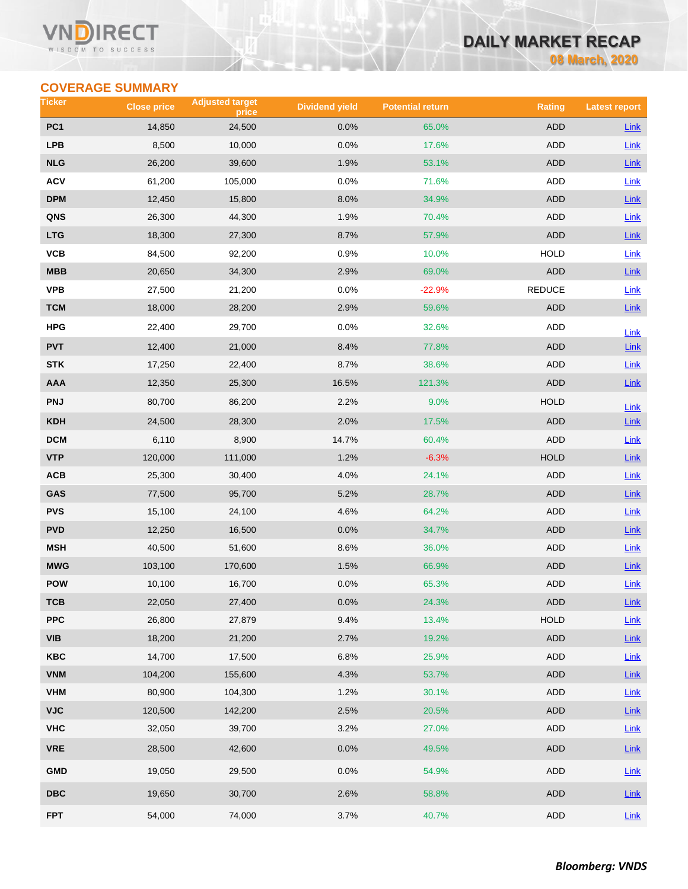## COVERAGE SUMMARY

| Ticker | Close price | Adjusted target price | Dividend yield | Potential return | Rating | Latest report |
|---|---|---|---|---|---|---|
| PC1 | 14,850 | 24,500 | 0.0% | 65.0% | ADD | Link |
| LPB | 8,500 | 10,000 | 0.0% | 17.6% | ADD | Link |
| NLG | 26,200 | 39,600 | 1.9% | 53.1% | ADD | Link |
| ACV | 61,200 | 105,000 | 0.0% | 71.6% | ADD | Link |
| DPM | 12,450 | 15,800 | 8.0% | 34.9% | ADD | Link |
| QNS | 26,300 | 44,300 | 1.9% | 70.4% | ADD | Link |
| LTG | 18,300 | 27,300 | 8.7% | 57.9% | ADD | Link |
| VCB | 84,500 | 92,200 | 0.9% | 10.0% | HOLD | Link |
| MBB | 20,650 | 34,300 | 2.9% | 69.0% | ADD | Link |
| VPB | 27,500 | 21,200 | 0.0% | -22.9% | REDUCE | Link |
| TCM | 18,000 | 28,200 | 2.9% | 59.6% | ADD | Link |
| HPG | 22,400 | 29,700 | 0.0% | 32.6% | ADD | Link |
| PVT | 12,400 | 21,000 | 8.4% | 77.8% | ADD | Link |
| STK | 17,250 | 22,400 | 8.7% | 38.6% | ADD | Link |
| AAA | 12,350 | 25,300 | 16.5% | 121.3% | ADD | Link |
| PNJ | 80,700 | 86,200 | 2.2% | 9.0% | HOLD | Link |
| KDH | 24,500 | 28,300 | 2.0% | 17.5% | ADD | Link |
| DCM | 6,110 | 8,900 | 14.7% | 60.4% | ADD | Link |
| VTP | 120,000 | 111,000 | 1.2% | -6.3% | HOLD | Link |
| ACB | 25,300 | 30,400 | 4.0% | 24.1% | ADD | Link |
| GAS | 77,500 | 95,700 | 5.2% | 28.7% | ADD | Link |
| PVS | 15,100 | 24,100 | 4.6% | 64.2% | ADD | Link |
| PVD | 12,250 | 16,500 | 0.0% | 34.7% | ADD | Link |
| MSH | 40,500 | 51,600 | 8.6% | 36.0% | ADD | Link |
| MWG | 103,100 | 170,600 | 1.5% | 66.9% | ADD | Link |
| POW | 10,100 | 16,700 | 0.0% | 65.3% | ADD | Link |
| TCB | 22,050 | 27,400 | 0.0% | 24.3% | ADD | Link |
| PPC | 26,800 | 27,879 | 9.4% | 13.4% | HOLD | Link |
| VIB | 18,200 | 21,200 | 2.7% | 19.2% | ADD | Link |
| KBC | 14,700 | 17,500 | 6.8% | 25.9% | ADD | Link |
| VNM | 104,200 | 155,600 | 4.3% | 53.7% | ADD | Link |
| VHM | 80,900 | 104,300 | 1.2% | 30.1% | ADD | Link |
| VJC | 120,500 | 142,200 | 2.5% | 20.5% | ADD | Link |
| VHC | 32,050 | 39,700 | 3.2% | 27.0% | ADD | Link |
| VRE | 28,500 | 42,600 | 0.0% | 49.5% | ADD | Link |
| GMD | 19,050 | 29,500 | 0.0% | 54.9% | ADD | Link |
| DBC | 19,650 | 30,700 | 2.6% | 58.8% | ADD | Link |
| FPT | 54,000 | 74,000 | 3.7% | 40.7% | ADD | Link |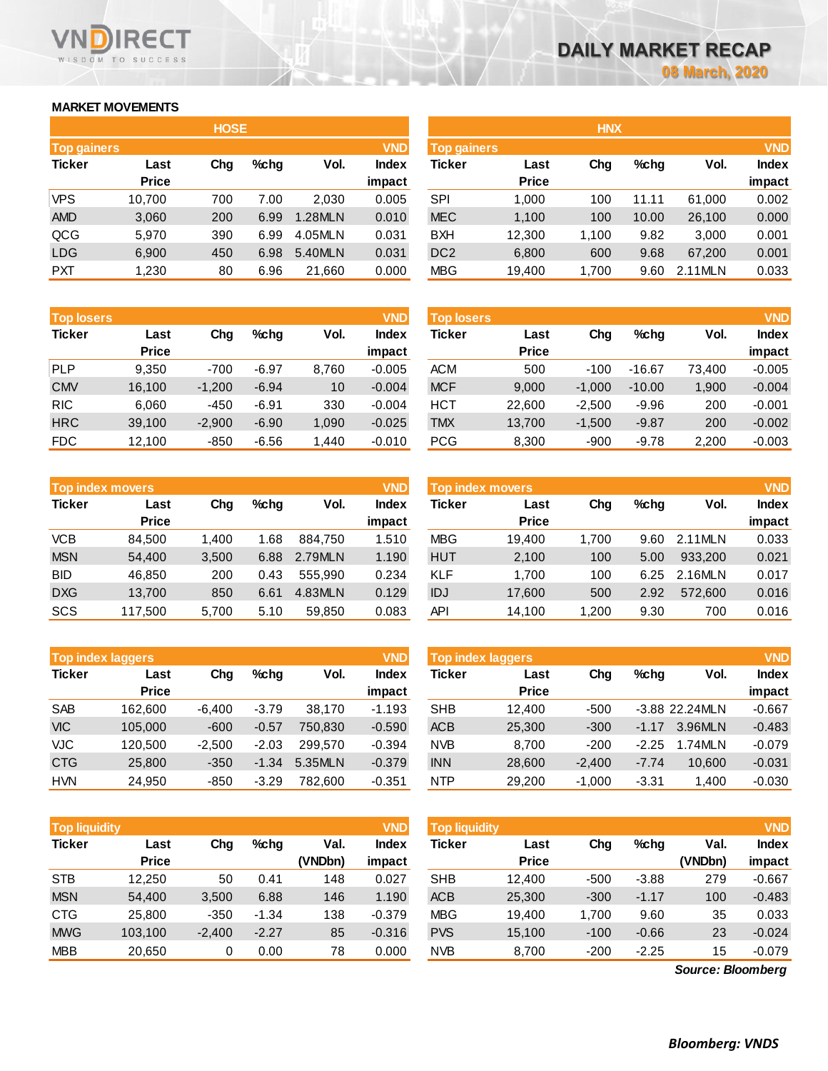# DAILY MARKET RECAP

**08 March, 2020**

## MARKET MOVEMENTS

### HOSE

| Top gainers | | | | | VND |
|---|---|---|---|---|---|
| Ticker | Last Price | Chg | %chg | Vol. | Index impact |
| VPS | 10,700 | 700 | 7.00 | 2,030 | 0.005 |
| AMD | 3,060 | 200 | 6.99 | 1.28MLN | 0.010 |
| QCG | 5,970 | 390 | 6.99 | 4.05MLN | 0.031 |
| LDG | 6,900 | 450 | 6.98 | 5.40MLN | 0.031 |
| PXT | 1,230 | 80 | 6.96 | 21,660 | 0.000 |

| Top losers | | | | | VND |
|---|---|---|---|---|---|
| Ticker | Last Price | Chg | %chg | Vol. | Index impact |
| PLP | 9,350 | -700 | -6.97 | 8,760 | -0.005 |
| CMV | 16,100 | -1,200 | -6.94 | 10 | -0.004 |
| RIC | 6,060 | -450 | -6.91 | 330 | -0.004 |
| HRC | 39,100 | -2,900 | -6.90 | 1,090 | -0.025 |
| FDC | 12,100 | -850 | -6.56 | 1,440 | -0.010 |

| Top index movers | | | | | VND |
|---|---|---|---|---|---|
| Ticker | Last Price | Chg | %chg | Vol. | Index impact |
| VCB | 84,500 | 1,400 | 1.68 | 884,750 | 1.510 |
| MSN | 54,400 | 3,500 | 6.88 | 2.79MLN | 1.190 |
| BID | 46,850 | 200 | 0.43 | 555,990 | 0.234 |
| DXG | 13,700 | 850 | 6.61 | 4.83MLN | 0.129 |
| SCS | 117,500 | 5,700 | 5.10 | 59,850 | 0.083 |

| Top index laggers | | | | | VND |
|---|---|---|---|---|---|
| Ticker | Last Price | Chg | %chg | Vol. | Index impact |
| SAB | 162,600 | -6,400 | -3.79 | 38,170 | -1.193 |
| VIC | 105,000 | -600 | -0.57 | 750,830 | -0.590 |
| VJC | 120,500 | -2,500 | -2.03 | 299,570 | -0.394 |
| CTG | 25,800 | -350 | -1.34 | 5.35MLN | -0.379 |
| HVN | 24,950 | -850 | -3.29 | 782,600 | -0.351 |

| Top liquidity | | | | | VND |
|---|---|---|---|---|---|
| Ticker | Last Price | Chg | %chg | Val. (VNDbn) | Index impact |
| STB | 12,250 | 50 | 0.41 | 148 | 0.027 |
| MSN | 54,400 | 3,500 | 6.88 | 146 | 1.190 |
| CTG | 25,800 | -350 | -1.34 | 138 | -0.379 |
| MWG | 103,100 | -2,400 | -2.27 | 85 | -0.316 |
| MBB | 20,650 | 0 | 0.00 | 78 | 0.000 |

### HNX

| Top gainers | | | | | VND |
|---|---|---|---|---|---|
| Ticker | Last Price | Chg | %chg | Vol. | Index impact |
| SPI | 1,000 | 100 | 11.11 | 61,000 | 0.002 |
| MEC | 1,100 | 100 | 10.00 | 26,100 | 0.000 |
| BXH | 12,300 | 1,100 | 9.82 | 3,000 | 0.001 |
| DC2 | 6,800 | 600 | 9.68 | 67,200 | 0.001 |
| MBG | 19,400 | 1,700 | 9.60 | 2.11MLN | 0.033 |

| Top losers | | | | | VND |
|---|---|---|---|---|---|
| Ticker | Last Price | Chg | %chg | Vol. | Index impact |
| ACM | 500 | -100 | -16.67 | 73,400 | -0.005 |
| MCF | 9,000 | -1,000 | -10.00 | 1,900 | -0.004 |
| HCT | 22,600 | -2,500 | -9.96 | 200 | -0.001 |
| TMX | 13,700 | -1,500 | -9.87 | 200 | -0.002 |
| PCG | 8,300 | -900 | -9.78 | 2,200 | -0.003 |

| Top index movers | | | | | VND |
|---|---|---|---|---|---|
| Ticker | Last Price | Chg | %chg | Vol. | Index impact |
| MBG | 19,400 | 1,700 | 9.60 | 2.11MLN | 0.033 |
| HUT | 2,100 | 100 | 5.00 | 933,200 | 0.021 |
| KLF | 1,700 | 100 | 6.25 | 2.16MLN | 0.017 |
| IDJ | 17,600 | 500 | 2.92 | 572,600 | 0.016 |
| API | 14,100 | 1,200 | 9.30 | 700 | 0.016 |

| Top index laggers | | | | | VND |
|---|---|---|---|---|---|
| Ticker | Last Price | Chg | %chg | Vol. | Index impact |
| SHB | 12,400 | -500 | -3.88 | 22.24MLN | -0.667 |
| ACB | 25,300 | -300 | -1.17 | 3.96MLN | -0.483 |
| NVB | 8,700 | -200 | -2.25 | 1.74MLN | -0.079 |
| INN | 28,600 | -2,400 | -7.74 | 10,600 | -0.031 |
| NTP | 29,200 | -1,000 | -3.31 | 1,400 | -0.030 |

| Top liquidity | | | | | VND |
|---|---|---|---|---|---|
| Ticker | Last Price | Chg | %chg | Val. (VNDbn) | Index impact |
| SHB | 12,400 | -500 | -3.88 | 279 | -0.667 |
| ACB | 25,300 | -300 | -1.17 | 100 | -0.483 |
| MBG | 19,400 | 1,700 | 9.60 | 35 | 0.033 |
| PVS | 15,100 | -100 | -0.66 | 23 | -0.024 |
| NVB | 8,700 | -200 | -2.25 | 15 | -0.079 |

*Source: Bloomberg*

***Bloomberg: VNDS***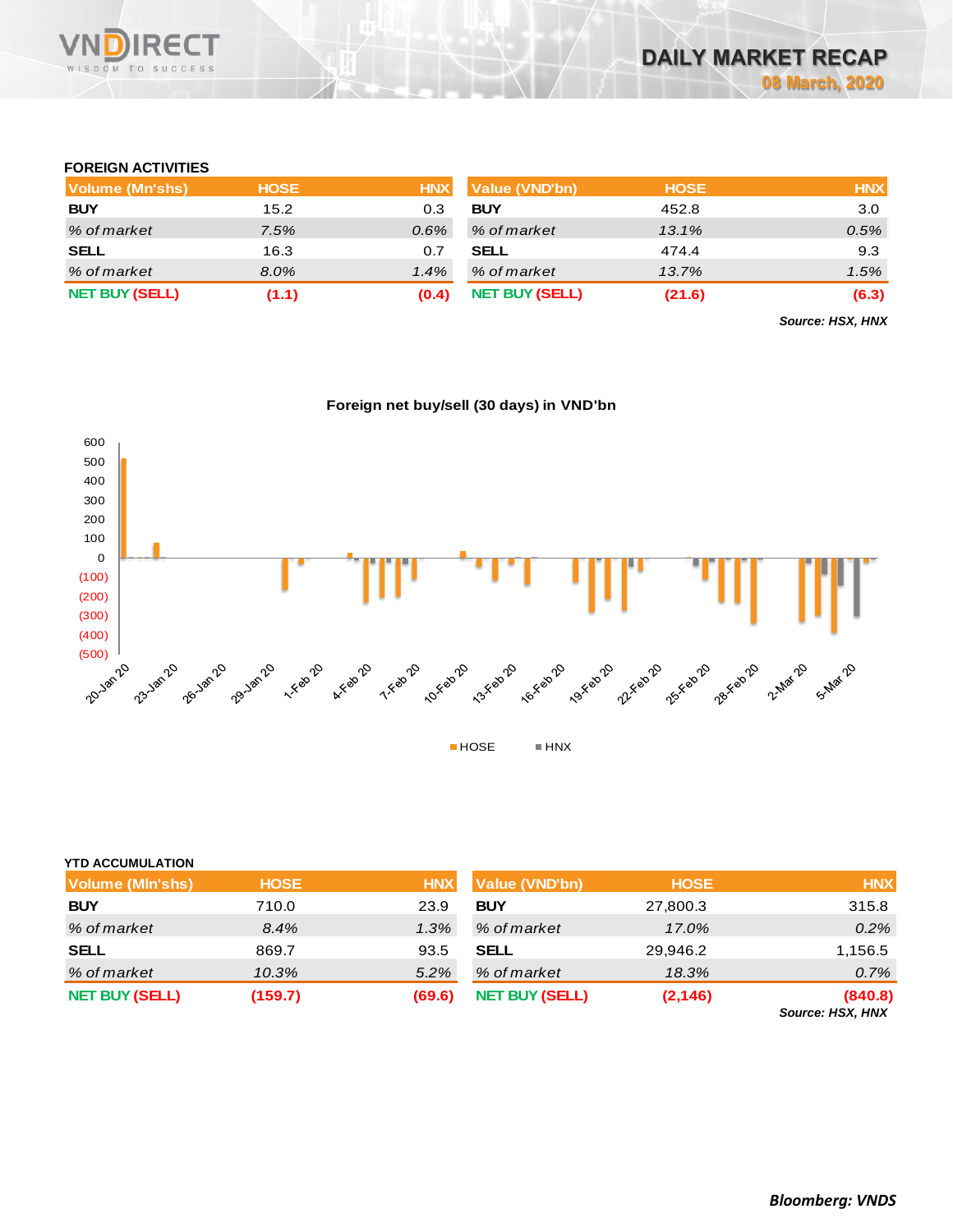### FOREIGN ACTIVITIES

| Volume (Mn'shs) | HOSE | HNX |
|---|---|---|
| BUY | 15.2 | 0.3 |
| *% of market* | *7.5%* | *0.6%* |
| SELL | 16.3 | 0.7 |
| *% of market* | *8.0%* | *1.4%* |
| NET BUY (SELL) | (1.1) | (0.4) |

| Value (VND'bn) | HOSE | HNX |
|---|---|---|
| BUY | 452.8 | 3.0 |
| *% of market* | *13.1%* | *0.5%* |
| SELL | 474.4 | 9.3 |
| *% of market* | *13.7%* | *1.5%* |
| NET BUY (SELL) | (21.6) | (6.3) |

***Source: HSX, HNX***

**Foreign net buy/sell (30 days) in VND'bn**

### YTD ACCUMULATION

| Volume (Mln'shs) | HOSE | HNX |
|---|---|---|
| BUY | 710.0 | 23.9 |
| *% of market* | *8.4%* | *1.3%* |
| SELL | 869.7 | 93.5 |
| *% of market* | *10.3%* | *5.2%* |
| NET BUY (SELL) | (159.7) | (69.6) |

| Value (VND'bn) | HOSE | HNX |
|---|---|---|
| BUY | 27,800.3 | 315.8 |
| *% of market* | *17.0%* | *0.2%* |
| SELL | 29,946.2 | 1,156.5 |
| *% of market* | *18.3%* | *0.7%* |
| NET BUY (SELL) | (2,146) | (840.8) |

***Source: HSX, HNX***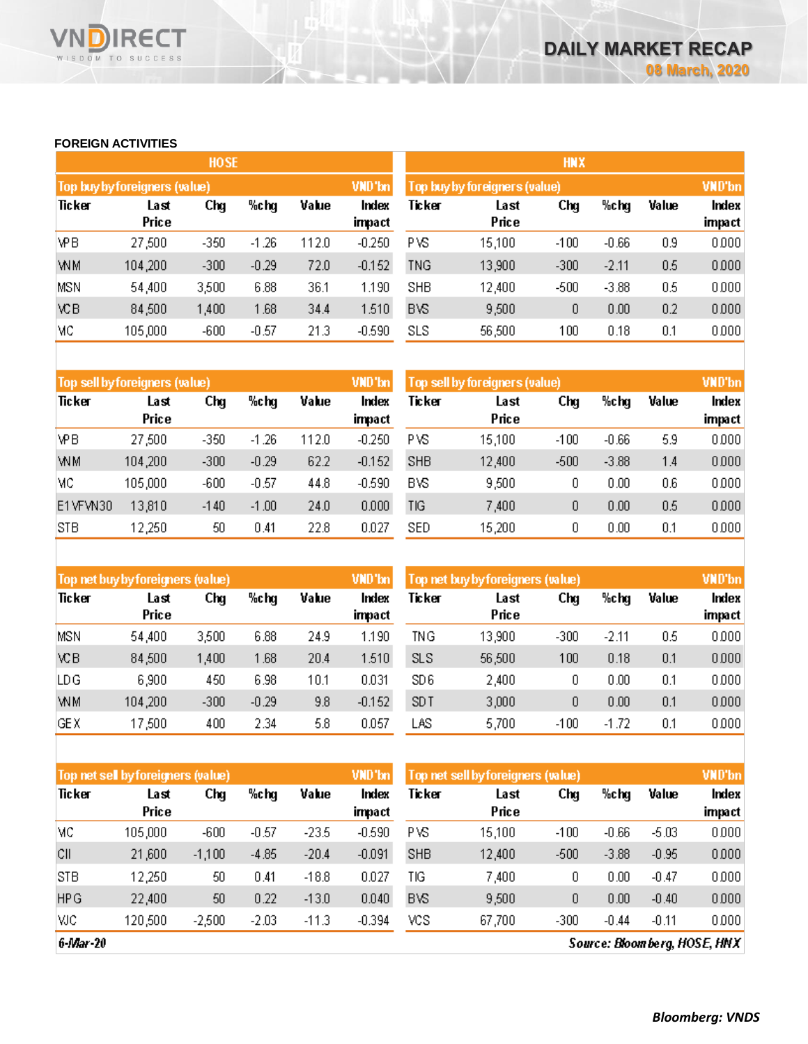## FOREIGN ACTIVITIES

### HOSE

| Top buy by foreigners (value) | | | | | VND'bn |
|---|---|---|---|---|---|
| Ticker | Last Price | Chg | %chg | Value | Index impact |
| VPB | 27,500 | -350 | -1.26 | 112.0 | -0.250 |
| VNM | 104,200 | -300 | -0.29 | 72.0 | -0.152 |
| MSN | 54,400 | 3,500 | 6.88 | 36.1 | 1.190 |
| VCB | 84,500 | 1,400 | 1.68 | 34.4 | 1.510 |
| VIC | 105,000 | -600 | -0.57 | 21.3 | -0.590 |

| Top sell by foreigners (value) | | | | | VND'bn |
|---|---|---|---|---|---|
| Ticker | Last Price | Chg | %chg | Value | Index impact |
| VPB | 27,500 | -350 | -1.26 | 112.0 | -0.250 |
| VNM | 104,200 | -300 | -0.29 | 62.2 | -0.152 |
| VIC | 105,000 | -600 | -0.57 | 44.8 | -0.590 |
| E1VFVN30 | 13,810 | -140 | -1.00 | 24.0 | 0.000 |
| STB | 12,250 | 50 | 0.41 | 22.8 | 0.027 |

| Top net buy by foreigners (value) | | | | | VND'bn |
|---|---|---|---|---|---|
| Ticker | Last Price | Chg | %chg | Value | Index impact |
| MSN | 54,400 | 3,500 | 6.88 | 24.9 | 1.190 |
| VCB | 84,500 | 1,400 | 1.68 | 20.4 | 1.510 |
| LDG | 6,900 | 450 | 6.98 | 10.1 | 0.031 |
| VNM | 104,200 | -300 | -0.29 | 9.8 | -0.152 |
| GEX | 17,500 | 400 | 2.34 | 5.8 | 0.057 |

| Top net sell by foreigners (value) | | | | | VND'bn |
|---|---|---|---|---|---|
| Ticker | Last Price | Chg | %chg | Value | Index impact |
| VIC | 105,000 | -600 | -0.57 | -23.5 | -0.590 |
| CII | 21,600 | -1,100 | -4.85 | -20.4 | -0.091 |
| STB | 12,250 | 50 | 0.41 | -18.8 | 0.027 |
| HPG | 22,400 | 50 | 0.22 | -13.0 | 0.040 |
| VJC | 120,500 | -2,500 | -2.03 | -11.3 | -0.394 |

### HNX

| Top buy by foreigners (value) | | | | | VND'bn |
|---|---|---|---|---|---|
| Ticker | Last Price | Chg | %chg | Value | Index impact |
| PVS | 15,100 | -100 | -0.66 | 0.9 | 0.000 |
| TNG | 13,900 | -300 | -2.11 | 0.5 | 0.000 |
| SHB | 12,400 | -500 | -3.88 | 0.5 | 0.000 |
| BVS | 9,500 | 0 | 0.00 | 0.2 | 0.000 |
| SLS | 56,500 | 100 | 0.18 | 0.1 | 0.000 |

| Top sell by foreigners (value) | | | | | VND'bn |
|---|---|---|---|---|---|
| Ticker | Last Price | Chg | %chg | Value | Index impact |
| PVS | 15,100 | -100 | -0.66 | 5.9 | 0.000 |
| SHB | 12,400 | -500 | -3.88 | 1.4 | 0.000 |
| BVS | 9,500 | 0 | 0.00 | 0.6 | 0.000 |
| TIG | 7,400 | 0 | 0.00 | 0.5 | 0.000 |
| SED | 15,200 | 0 | 0.00 | 0.1 | 0.000 |

| Top net buy by foreigners (value) | | | | | VND'bn |
|---|---|---|---|---|---|
| Ticker | Last Price | Chg | %chg | Value | Index impact |
| TNG | 13,900 | -300 | -2.11 | 0.5 | 0.000 |
| SLS | 56,500 | 100 | 0.18 | 0.1 | 0.000 |
| SD6 | 2,400 | 0 | 0.00 | 0.1 | 0.000 |
| SDT | 3,000 | 0 | 0.00 | 0.1 | 0.000 |
| LAS | 5,700 | -100 | -1.72 | 0.1 | 0.000 |

| Top net sell by foreigners (value) | | | | | VND'bn |
|---|---|---|---|---|---|
| Ticker | Last Price | Chg | %chg | Value | Index impact |
| PVS | 15,100 | -100 | -0.66 | -5.03 | 0.000 |
| SHB | 12,400 | -500 | -3.88 | -0.95 | 0.000 |
| TIG | 7,400 | 0 | 0.00 | -0.47 | 0.000 |
| BVS | 9,500 | 0 | 0.00 | -0.40 | 0.000 |
| VCS | 67,700 | -300 | -0.44 | -0.11 | 0.000 |

*6-Mar-20*

*Source: Bloomberg, HOSE, HNX*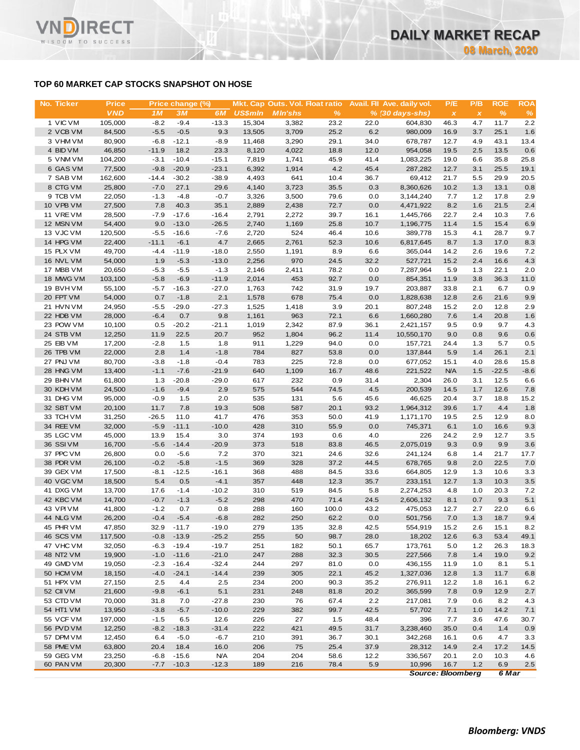## TOP 60 MARKET CAP STOCKS SNAPSHOT ON HOSE

| No. | Ticker | Price | Price change (%) | | | Mkt. Cap | Outs. Vol. | Float ratio | Avail. FII | Ave. daily vol. | P/E | P/B | ROE | ROA |
|---|---|---|---|---|---|---|---|---|---|---|---|---|---|---|
| | | VND | 1M | 3M | 6M | US$mln | Mln'shs | % | % | (30 days-shs) | x | x | % | % |
| 1 | VIC VM | 105,000 | -8.2 | -9.4 | -13.3 | 15,304 | 3,382 | 23.2 | 22.0 | 604,830 | 46.3 | 4.7 | 11.7 | 2.2 |
| 2 | VCB VM | 84,500 | -5.5 | -0.5 | 9.3 | 13,505 | 3,709 | 25.2 | 6.2 | 980,009 | 16.9 | 3.7 | 25.1 | 1.6 |
| 3 | VHM VM | 80,900 | -6.8 | -12.1 | -8.9 | 11,468 | 3,290 | 29.1 | 34.0 | 678,787 | 12.7 | 4.9 | 43.1 | 13.4 |
| 4 | BID VM | 46,850 | -11.9 | 18.2 | 23.3 | 8,120 | 4,022 | 18.8 | 12.0 | 954,058 | 19.5 | 2.5 | 13.5 | 0.6 |
| 5 | VNM VM | 104,200 | -3.1 | -10.4 | -15.1 | 7,819 | 1,741 | 45.9 | 41.4 | 1,083,225 | 19.0 | 6.6 | 35.8 | 25.8 |
| 6 | GAS VM | 77,500 | -9.8 | -20.9 | -23.1 | 6,392 | 1,914 | 4.2 | 45.4 | 287,282 | 12.7 | 3.1 | 25.5 | 19.1 |
| 7 | SAB VM | 162,600 | -14.4 | -30.2 | -38.9 | 4,493 | 641 | 10.4 | 36.7 | 69,412 | 21.7 | 5.5 | 29.9 | 20.5 |
| 8 | CTG VM | 25,800 | -7.0 | 27.1 | 29.6 | 4,140 | 3,723 | 35.5 | 0.3 | 8,360,626 | 10.2 | 1.3 | 13.1 | 0.8 |
| 9 | TCB VM | 22,050 | -1.3 | -4.8 | -0.7 | 3,326 | 3,500 | 79.6 | 0.0 | 3,144,240 | 7.7 | 1.2 | 17.8 | 2.9 |
| 10 | VPB VM | 27,500 | 7.8 | 40.3 | 35.1 | 2,889 | 2,438 | 72.7 | 0.0 | 4,471,922 | 8.2 | 1.6 | 21.5 | 2.4 |
| 11 | VRE VM | 28,500 | -7.9 | -17.6 | -16.4 | 2,791 | 2,272 | 39.7 | 16.1 | 1,445,766 | 22.7 | 2.4 | 10.3 | 7.6 |
| 12 | MSN VM | 54,400 | 9.0 | -13.0 | -26.5 | 2,740 | 1,169 | 25.8 | 10.7 | 1,196,775 | 11.4 | 1.5 | 15.4 | 6.9 |
| 13 | VJC VM | 120,500 | -5.5 | -16.6 | -7.6 | 2,720 | 524 | 46.4 | 10.6 | 389,778 | 15.3 | 4.1 | 28.7 | 9.7 |
| 14 | HPG VM | 22,400 | -11.1 | -6.1 | 4.7 | 2,665 | 2,761 | 52.3 | 10.6 | 6,817,645 | 8.7 | 1.3 | 17.0 | 8.3 |
| 15 | PLX VM | 49,700 | -4.4 | -11.9 | -18.0 | 2,550 | 1,191 | 8.9 | 6.6 | 365,044 | 14.2 | 2.6 | 19.6 | 7.2 |
| 16 | NVL VM | 54,000 | 1.9 | -5.3 | -13.0 | 2,256 | 970 | 24.5 | 32.2 | 527,721 | 15.2 | 2.4 | 16.6 | 4.3 |
| 17 | MBB VM | 20,650 | -5.3 | -5.5 | -1.3 | 2,146 | 2,411 | 78.2 | 0.0 | 7,287,964 | 5.9 | 1.3 | 22.1 | 2.0 |
| 18 | MWG VM | 103,100 | -5.8 | -6.9 | -11.9 | 2,014 | 453 | 92.7 | 0.0 | 854,351 | 11.9 | 3.8 | 36.3 | 11.0 |
| 19 | BVH VM | 55,100 | -5.7 | -16.3 | -27.0 | 1,763 | 742 | 31.9 | 19.7 | 203,887 | 33.8 | 2.1 | 6.7 | 0.9 |
| 20 | FPT VM | 54,000 | 0.7 | -1.8 | 2.1 | 1,578 | 678 | 75.4 | 0.0 | 1,828,638 | 12.8 | 2.6 | 21.6 | 9.9 |
| 21 | HVN VM | 24,950 | -5.5 | -29.0 | -27.3 | 1,525 | 1,418 | 3.9 | 20.1 | 807,248 | 15.2 | 2.0 | 12.8 | 2.9 |
| 22 | HDB VM | 28,000 | -6.4 | 0.7 | 9.8 | 1,161 | 963 | 72.1 | 6.6 | 1,660,280 | 7.6 | 1.4 | 20.8 | 1.6 |
| 23 | POW VM | 10,100 | 0.5 | -20.2 | -21.1 | 1,019 | 2,342 | 87.9 | 36.1 | 2,421,157 | 9.5 | 0.9 | 9.7 | 4.3 |
| 24 | STB VM | 12,250 | 11.9 | 22.5 | 20.7 | 952 | 1,804 | 96.2 | 11.4 | 10,550,170 | 9.0 | 0.8 | 9.6 | 0.6 |
| 25 | EIB VM | 17,200 | -2.8 | 1.5 | 1.8 | 911 | 1,229 | 94.0 | 0.0 | 157,721 | 24.4 | 1.3 | 5.7 | 0.5 |
| 26 | TPB VM | 22,000 | 2.8 | 1.4 | -1.8 | 784 | 827 | 53.8 | 0.0 | 137,844 | 5.9 | 1.4 | 26.1 | 2.1 |
| 27 | PNJ VM | 80,700 | -3.8 | -1.8 | -0.4 | 783 | 225 | 72.8 | 0.0 | 677,052 | 15.1 | 4.0 | 28.6 | 15.8 |
| 28 | HNG VM | 13,400 | -1.1 | -7.6 | -21.9 | 640 | 1,109 | 16.7 | 48.6 | 221,522 | N/A | 1.5 | -22.5 | -8.6 |
| 29 | BHN VM | 61,800 | 1.3 | -20.8 | -29.0 | 617 | 232 | 0.9 | 31.4 | 2,304 | 26.0 | 3.1 | 12.5 | 6.6 |
| 30 | KDH VM | 24,500 | -1.6 | -9.4 | 2.9 | 575 | 544 | 74.5 | 4.5 | 200,539 | 14.5 | 1.7 | 12.6 | 7.8 |
| 31 | DHG VM | 95,000 | -0.9 | 1.5 | 2.0 | 535 | 131 | 5.6 | 45.6 | 46,625 | 20.4 | 3.7 | 18.8 | 15.2 |
| 32 | SBT VM | 20,100 | 11.7 | 7.8 | 19.3 | 508 | 587 | 20.1 | 93.2 | 1,964,312 | 39.6 | 1.7 | 4.4 | 1.8 |
| 33 | TCH VM | 31,250 | -26.5 | 11.0 | 41.7 | 476 | 353 | 50.0 | 41.9 | 1,171,170 | 19.5 | 2.5 | 12.9 | 8.0 |
| 34 | REE VM | 32,000 | -5.9 | -11.1 | -10.0 | 428 | 310 | 55.9 | 0.0 | 745,371 | 6.1 | 1.0 | 16.6 | 9.3 |
| 35 | LGC VM | 45,000 | 13.9 | 15.4 | 3.0 | 374 | 193 | 0.6 | 4.0 | 226 | 24.2 | 2.9 | 12.7 | 3.5 |
| 36 | SSI VM | 16,700 | -5.6 | -14.4 | -20.9 | 373 | 518 | 83.8 | 46.5 | 2,075,019 | 9.3 | 0.9 | 9.9 | 3.6 |
| 37 | PPC VM | 26,800 | 0.0 | -5.6 | 7.2 | 370 | 321 | 24.6 | 32.6 | 241,124 | 6.8 | 1.4 | 21.7 | 17.7 |
| 38 | PDR VM | 26,100 | -0.2 | -5.8 | -1.5 | 369 | 328 | 37.2 | 44.5 | 678,765 | 9.8 | 2.0 | 22.5 | 7.0 |
| 39 | GEX VM | 17,500 | -8.1 | -12.5 | -16.1 | 368 | 488 | 84.5 | 33.6 | 664,805 | 12.9 | 1.3 | 10.6 | 3.3 |
| 40 | VGC VM | 18,500 | 5.4 | 0.5 | -4.1 | 357 | 448 | 12.3 | 35.7 | 233,151 | 12.7 | 1.3 | 10.3 | 3.5 |
| 41 | DXG VM | 13,700 | 17.6 | -1.4 | -10.2 | 310 | 519 | 84.5 | 5.8 | 2,274,253 | 4.8 | 1.0 | 20.3 | 7.2 |
| 42 | KBC VM | 14,700 | -0.7 | -1.3 | -5.2 | 298 | 470 | 71.4 | 24.5 | 2,606,132 | 8.1 | 0.7 | 9.3 | 5.1 |
| 43 | VPI VM | 41,800 | -1.2 | 0.7 | 0.8 | 288 | 160 | 100.0 | 43.2 | 475,053 | 12.7 | 2.7 | 22.0 | 6.6 |
| 44 | NLG VM | 26,200 | -0.4 | -5.4 | -6.8 | 282 | 250 | 62.2 | 0.0 | 501,756 | 7.0 | 1.3 | 18.7 | 9.4 |
| 45 | PHR VM | 47,850 | 32.9 | -11.7 | -19.0 | 279 | 135 | 32.8 | 42.5 | 554,919 | 15.2 | 2.6 | 15.1 | 8.2 |
| 46 | SCS VM | 117,500 | -0.8 | -13.9 | -25.2 | 255 | 50 | 98.7 | 28.0 | 18,202 | 12.6 | 6.3 | 53.4 | 49.1 |
| 47 | VHC VM | 32,050 | -6.3 | -19.4 | -19.7 | 251 | 182 | 50.1 | 65.7 | 173,761 | 5.0 | 1.2 | 26.3 | 18.3 |
| 48 | NT2 VM | 19,900 | -1.0 | -11.6 | -21.0 | 247 | 288 | 32.3 | 30.5 | 227,566 | 7.8 | 1.4 | 19.0 | 9.2 |
| 49 | GMD VM | 19,050 | -2.3 | -16.4 | -32.4 | 244 | 297 | 81.0 | 0.0 | 436,155 | 11.9 | 1.0 | 8.1 | 5.1 |
| 50 | HCM VM | 18,150 | -4.0 | -24.1 | -14.4 | 239 | 305 | 22.1 | 45.2 | 1,327,036 | 12.8 | 1.3 | 11.7 | 6.8 |
| 51 | HPX VM | 27,150 | 2.5 | 4.4 | 2.5 | 234 | 200 | 90.3 | 35.2 | 276,911 | 12.2 | 1.8 | 16.1 | 6.2 |
| 52 | CII VM | 21,600 | -9.8 | -6.1 | 5.1 | 231 | 248 | 81.8 | 20.2 | 365,599 | 7.8 | 0.9 | 12.9 | 2.7 |
| 53 | CTD VM | 70,000 | 31.8 | 7.0 | -27.8 | 230 | 76 | 67.4 | 2.2 | 217,081 | 7.9 | 0.6 | 8.2 | 4.3 |
| 54 | HT1 VM | 13,950 | -3.8 | -5.7 | -10.0 | 229 | 382 | 99.7 | 42.5 | 57,702 | 7.1 | 1.0 | 14.2 | 7.1 |
| 55 | VCF VM | 197,000 | -1.5 | 6.5 | 12.6 | 226 | 27 | 1.5 | 48.4 | 396 | 7.7 | 3.6 | 47.6 | 30.7 |
| 56 | PVD VM | 12,250 | -8.2 | -18.3 | -31.4 | 222 | 421 | 49.5 | 31.7 | 3,238,460 | 35.0 | 0.4 | 1.4 | 0.9 |
| 57 | DPM VM | 12,450 | 6.4 | -5.0 | -6.7 | 210 | 391 | 36.7 | 30.1 | 342,268 | 16.1 | 0.6 | 4.7 | 3.3 |
| 58 | PME VM | 63,800 | 20.4 | 18.4 | 16.0 | 206 | 75 | 25.4 | 37.9 | 28,312 | 14.9 | 2.4 | 17.2 | 14.5 |
| 59 | GEG VM | 23,250 | -6.8 | -15.6 | N/A | 204 | 204 | 58.6 | 12.2 | 336,567 | 20.1 | 2.0 | 10.3 | 4.6 |
| 60 | PAN VM | 20,300 | -7.7 | -10.3 | -12.3 | 189 | 216 | 78.4 | 5.9 | 10,996 | 16.7 | 1.2 | 6.9 | 2.5 |

*Source: Bloomberg* *6 Mar*

***Bloomberg: VNDS***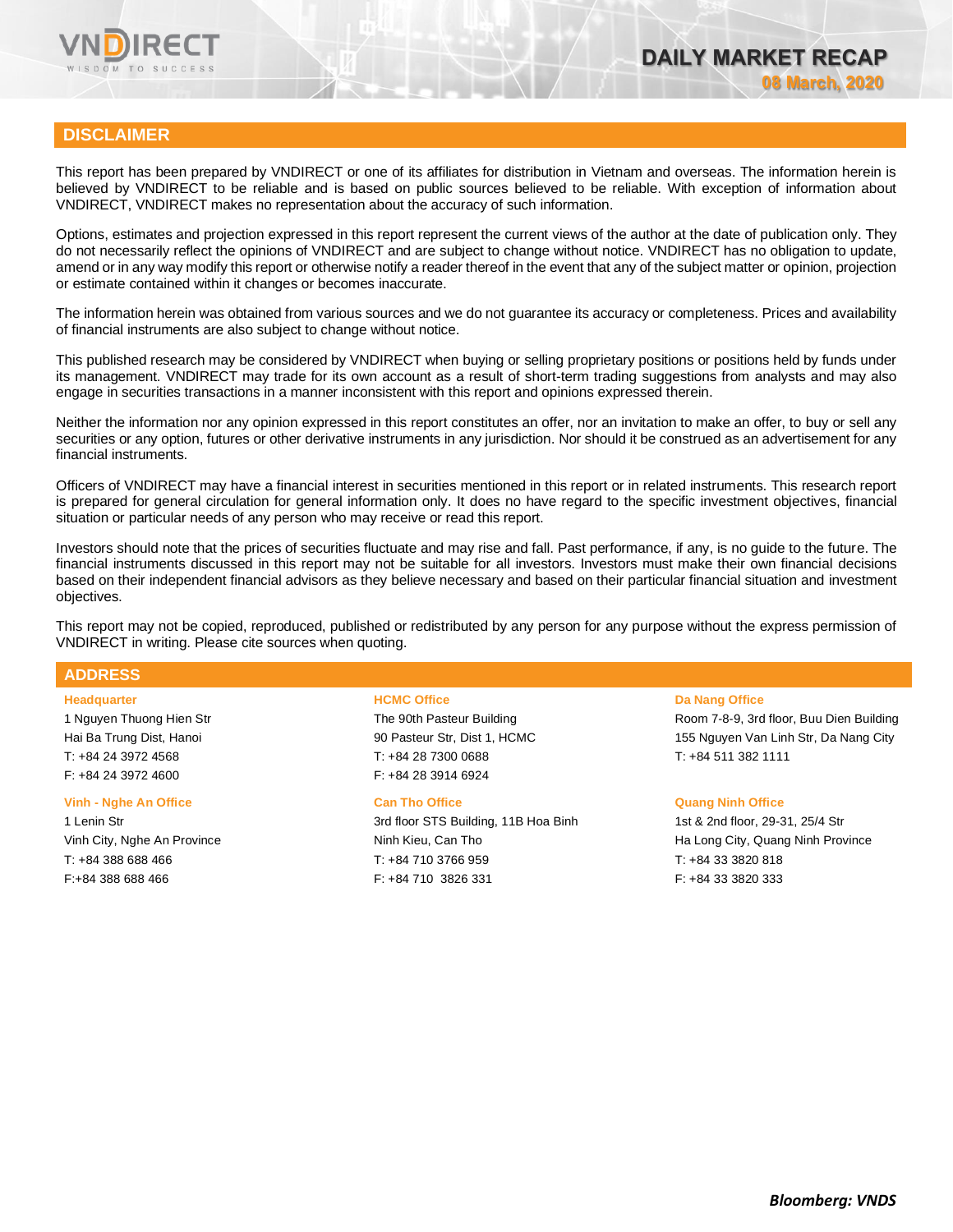## DISCLAIMER

This report has been prepared by VNDIRECT or one of its affiliates for distribution in Vietnam and overseas. The information herein is believed by VNDIRECT to be reliable and is based on public sources believed to be reliable. With exception of information about VNDIRECT, VNDIRECT makes no representation about the accuracy of such information.

Options, estimates and projection expressed in this report represent the current views of the author at the date of publication only. They do not necessarily reflect the opinions of VNDIRECT and are subject to change without notice. VNDIRECT has no obligation to update, amend or in any way modify this report or otherwise notify a reader thereof in the event that any of the subject matter or opinion, projection or estimate contained within it changes or becomes inaccurate.

The information herein was obtained from various sources and we do not guarantee its accuracy or completeness. Prices and availability of financial instruments are also subject to change without notice.

This published research may be considered by VNDIRECT when buying or selling proprietary positions or positions held by funds under its management. VNDIRECT may trade for its own account as a result of short-term trading suggestions from analysts and may also engage in securities transactions in a manner inconsistent with this report and opinions expressed therein.

Neither the information nor any opinion expressed in this report constitutes an offer, nor an invitation to make an offer, to buy or sell any securities or any option, futures or other derivative instruments in any jurisdiction. Nor should it be construed as an advertisement for any financial instruments.

Officers of VNDIRECT may have a financial interest in securities mentioned in this report or in related instruments. This research report is prepared for general circulation for general information only. It does no have regard to the specific investment objectives, financial situation or particular needs of any person who may receive or read this report.

Investors should note that the prices of securities fluctuate and may rise and fall. Past performance, if any, is no guide to the future. The financial instruments discussed in this report may not be suitable for all investors. Investors must make their own financial decisions based on their independent financial advisors as they believe necessary and based on their particular financial situation and investment objectives.

This report may not be copied, reproduced, published or redistributed by any person for any purpose without the express permission of VNDIRECT in writing. Please cite sources when quoting.

## ADDRESS

**Headquarter**
1 Nguyen Thuong Hien Str
Hai Ba Trung Dist, Hanoi
T: +84 24 3972 4568
F: +84 24 3972 4600

**HCMC Office**
The 90th Pasteur Building
90 Pasteur Str, Dist 1, HCMC
T: +84 28 7300 0688
F: +84 28 3914 6924

**Da Nang Office**
Room 7-8-9, 3rd floor, Buu Dien Building
155 Nguyen Van Linh Str, Da Nang City
T: +84 511 382 1111

**Vinh - Nghe An Office**
1 Lenin Str
Vinh City, Nghe An Province
T: +84 388 688 466
F:+84 388 688 466

**Can Tho Office**
3rd floor STS Building, 11B Hoa Binh
Ninh Kieu, Can Tho
T: +84 710 3766 959
F: +84 710 3826 331

**Quang Ninh Office**
1st & 2nd floor, 29-31, 25/4 Str
Ha Long City, Quang Ninh Province
T: +84 33 3820 818
F: +84 33 3820 333